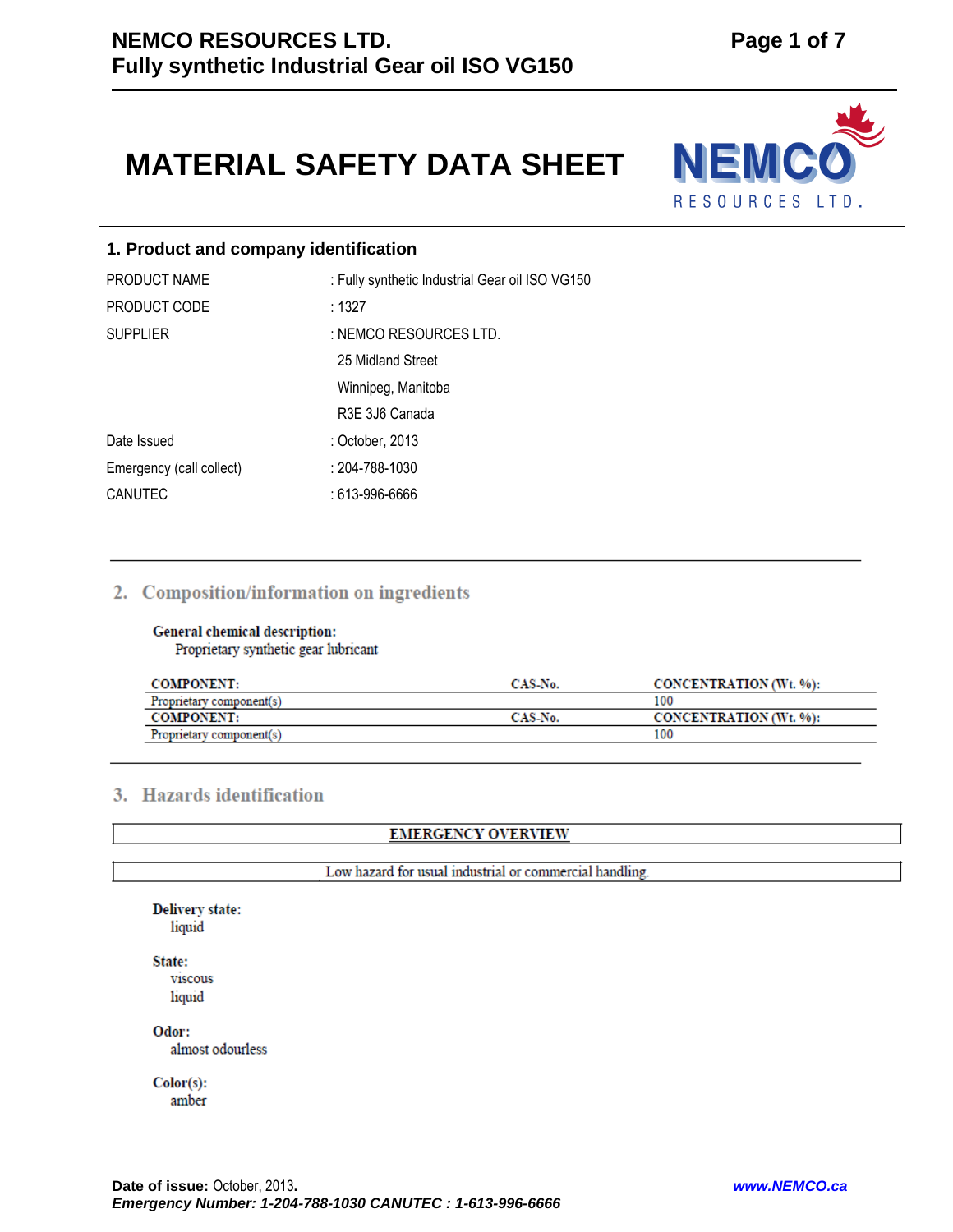# MATERIAL SAFETY DATA SHEET

## 1. Product and company identification

| | |
|---|---|
| PRODUCT NAME | : Fully synthetic Industrial Gear oil ISO VG150 |
| PRODUCT CODE | : 1327 |
| SUPPLIER | : NEMCO RESOURCES LTD. |
| | 25 Midland Street |
| | Winnipeg, Manitoba |
| | R3E 3J6 Canada |
| Date Issued | : October, 2013 |
| Emergency (call collect) | : 204-788-1030 |
| CANUTEC | : 613-996-6666 |

## 2. Composition/information on ingredients

**General chemical description:**
Proprietary synthetic gear lubricant

| COMPONENT: | CAS-No. | CONCENTRATION (Wt. %): |
|---|---|---|
| Proprietary component(s) | | 100 |
| **COMPONENT:** | **CAS-No.** | **CONCENTRATION (Wt. %):** |
| Proprietary component(s) | | 100 |

## 3. Hazards identification

**EMERGENCY OVERVIEW**

Low hazard for usual industrial or commercial handling.

**Delivery state:**
liquid

**State:**
viscous
liquid

**Odor:**
almost odourless

**Color(s):**
amber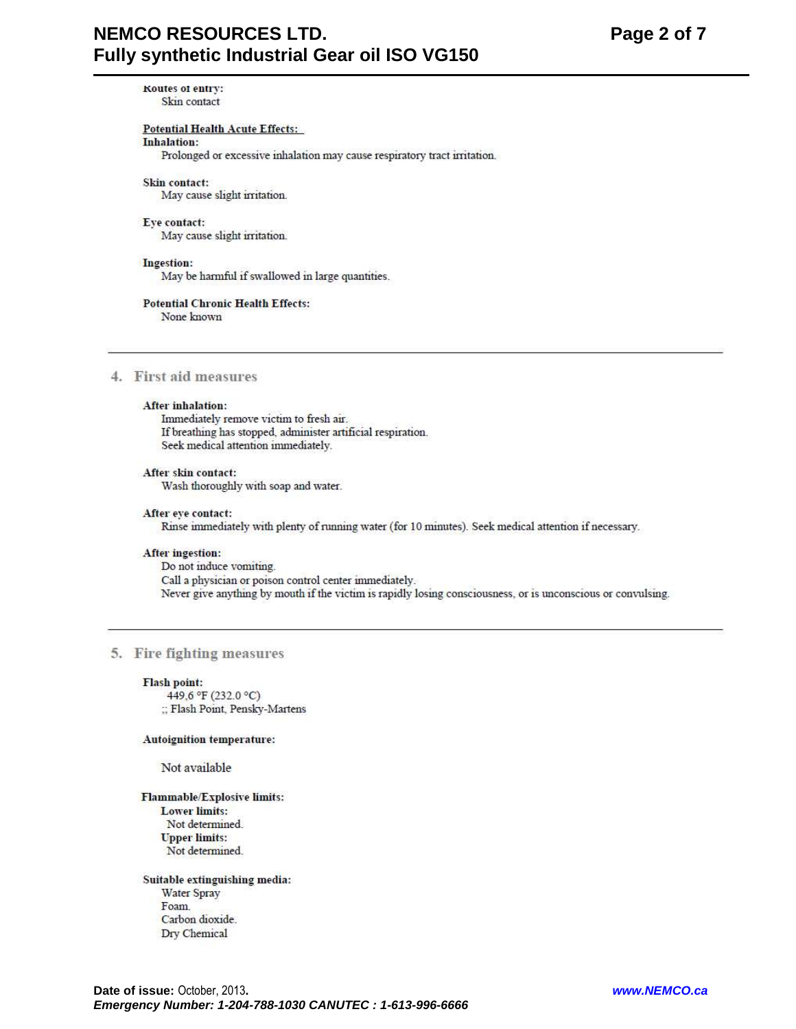**Routes of entry:**

Skin contact

**Potential Health Acute Effects:**

**Inhalation:**

Prolonged or excessive inhalation may cause respiratory tract irritation.

**Skin contact:**

May cause slight irritation.

**Eye contact:**

May cause slight irritation.

**Ingestion:**

May be harmful if swallowed in large quantities.

**Potential Chronic Health Effects:**

None known

---

## 4. First aid measures

**After inhalation:**

Immediately remove victim to fresh air.
If breathing has stopped, administer artificial respiration.
Seek medical attention immediately.

**After skin contact:**

Wash thoroughly with soap and water.

**After eye contact:**

Rinse immediately with plenty of running water (for 10 minutes). Seek medical attention if necessary.

**After ingestion:**

Do not induce vomiting.
Call a physician or poison control center immediately.
Never give anything by mouth if the victim is rapidly losing consciousness, or is unconscious or convulsing.

---

## 5. Fire fighting measures

**Flash point:**

449.6 °F (232.0 °C)
;; Flash Point, Pensky-Martens

**Autoignition temperature:**

Not available

**Flammable/Explosive limits:**

**Lower limits:**
Not determined.
**Upper limits:**
Not determined.

**Suitable extinguishing media:**

Water Spray
Foam.
Carbon dioxide.
Dry Chemical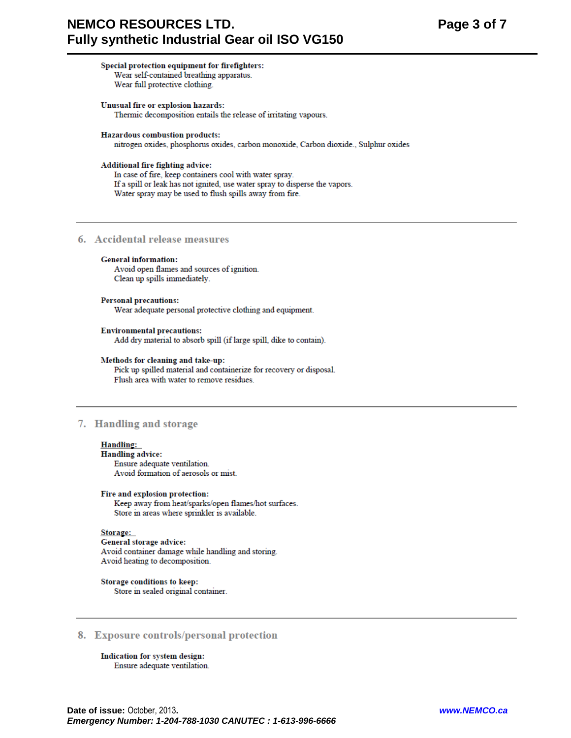**Special protection equipment for firefighters:**

Wear self-contained breathing apparatus.
Wear full protective clothing.

**Unusual fire or explosion hazards:**

Thermic decomposition entails the release of irritating vapours.

**Hazardous combustion products:**

nitrogen oxides, phosphorus oxides, carbon monoxide, Carbon dioxide., Sulphur oxides

**Additional fire fighting advice:**

In case of fire, keep containers cool with water spray.
If a spill or leak has not ignited, use water spray to disperse the vapors.
Water spray may be used to flush spills away from fire.

## 6. Accidental release measures

**General information:**

Avoid open flames and sources of ignition.
Clean up spills immediately.

**Personal precautions:**

Wear adequate personal protective clothing and equipment.

**Environmental precautions:**

Add dry material to absorb spill (if large spill, dike to contain).

**Methods for cleaning and take-up:**

Pick up spilled material and containerize for recovery or disposal.
Flush area with water to remove residues.

## 7. Handling and storage

**Handling:**

**Handling advice:**

Ensure adequate ventilation.
Avoid formation of aerosols or mist.

**Fire and explosion protection:**

Keep away from heat/sparks/open flames/hot surfaces.
Store in areas where sprinkler is available.

**Storage:**

**General storage advice:**

Avoid container damage while handling and storing.
Avoid heating to decomposition.

**Storage conditions to keep:**

Store in sealed original container.

## 8. Exposure controls/personal protection

**Indication for system design:**

Ensure adequate ventilation.

**Date of issue:** October, 2013.

***Emergency Number: 1-204-788-1030 CANUTEC : 1-613-996-6666***

*www.NEMCO.ca*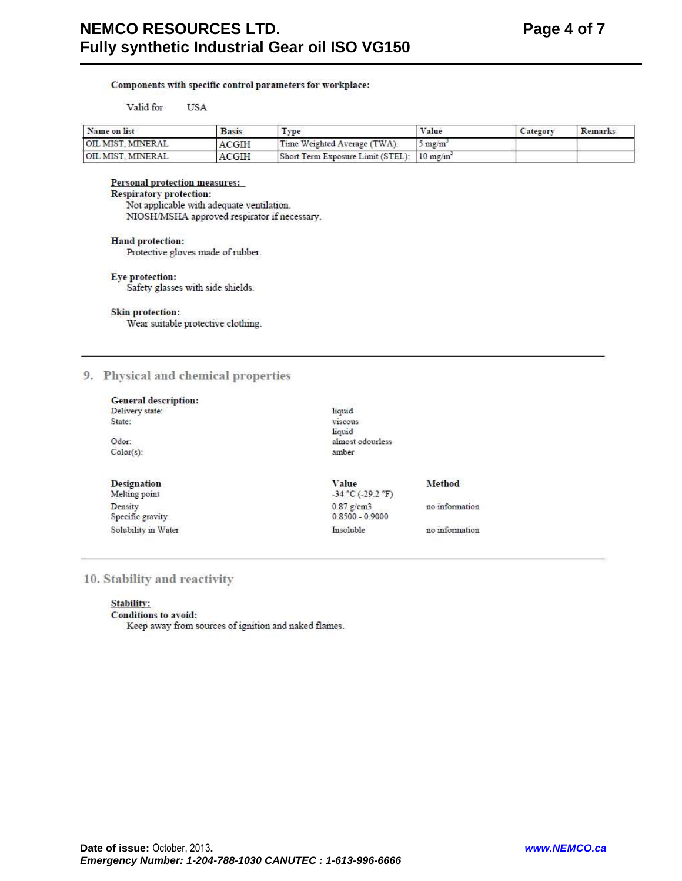**Components with specific control parameters for workplace:**

Valid for USA

| Name on list | Basis | Type | Value | Category | Remarks |
|---|---|---|---|---|---|
| OIL MIST, MINERAL | ACGIH | Time Weighted Average (TWA). | 5 mg/m$^3$ | | |
| OIL MIST, MINERAL | ACGIH | Short Term Exposure Limit (STEL): | 10 mg/m$^3$ | | |

**Personal protection measures:**

**Respiratory protection:**
Not applicable with adequate ventilation.
NIOSH/MSHA approved respirator if necessary.

**Hand protection:**
Protective gloves made of rubber.

**Eye protection:**
Safety glasses with side shields.

**Skin protection:**
Wear suitable protective clothing.

## 9. Physical and chemical properties

**General description:**

| | |
|---|---|
| Delivery state: | liquid |
| State: | viscous liquid |
| Odor: | almost odourless |
| Color(s): | amber |

| Designation | Value | Method |
|---|---|---|
| Melting point | -34 °C (-29.2 °F) | |
| Density | 0.87 g/cm3 | no information |
| Specific gravity | 0.8500 - 0.9000 | |
| Solubility in Water | Insoluble | no information |

## 10. Stability and reactivity

**Stability:**

**Conditions to avoid:**
Keep away from sources of ignition and naked flames.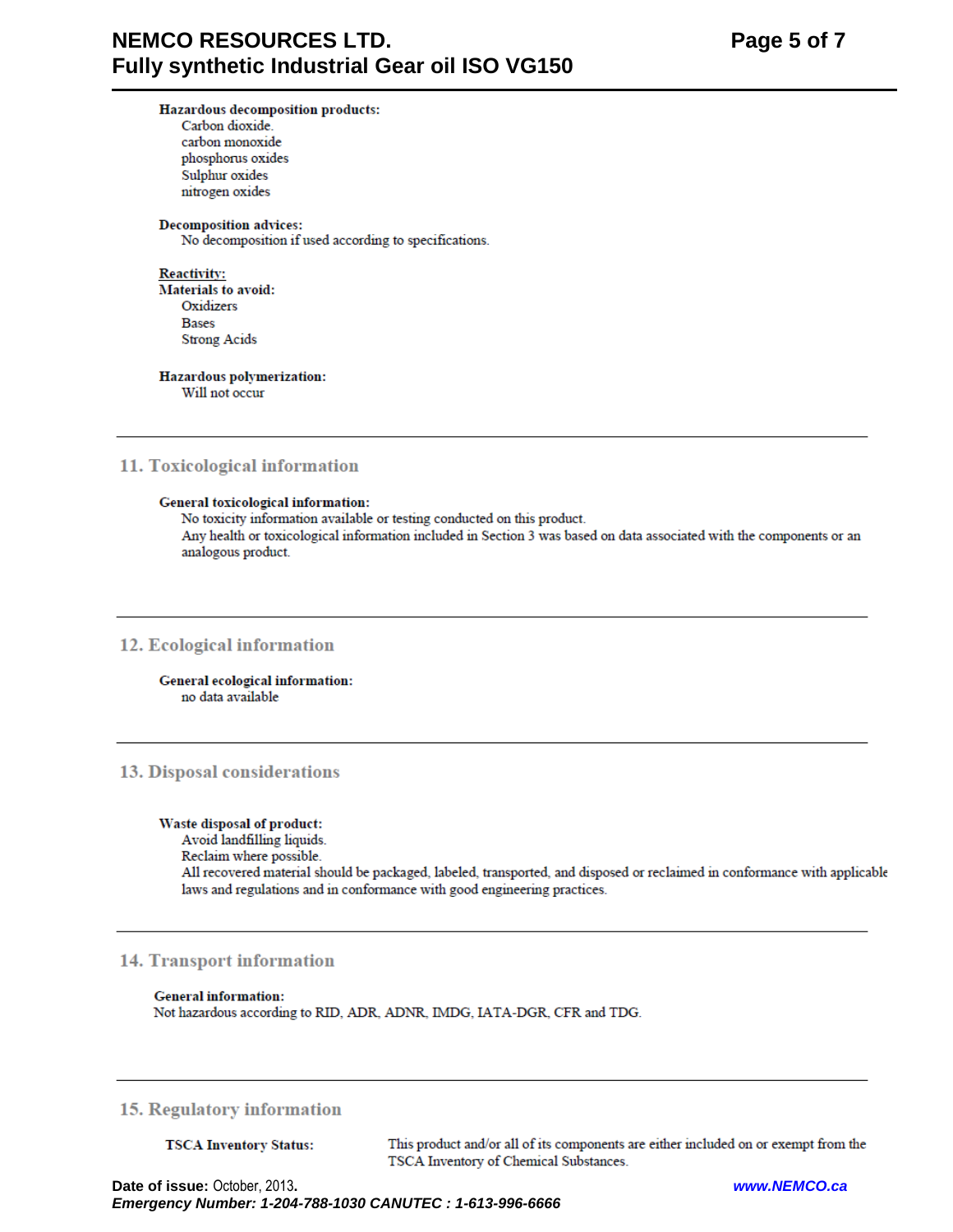**Hazardous decomposition products:**

Carbon dioxide.
carbon monoxide
phosphorus oxides
Sulphur oxides
nitrogen oxides

**Decomposition advices:**

No decomposition if used according to specifications.

**Reactivity:**

**Materials to avoid:**

Oxidizers
Bases
Strong Acids

**Hazardous polymerization:**

Will not occur

## 11. Toxicological information

**General toxicological information:**

No toxicity information available or testing conducted on this product.
Any health or toxicological information included in Section 3 was based on data associated with the components or an analogous product.

## 12. Ecological information

**General ecological information:**

no data available

## 13. Disposal considerations

**Waste disposal of product:**

Avoid landfilling liquids.
Reclaim where possible.
All recovered material should be packaged, labeled, transported, and disposed or reclaimed in conformance with applicable laws and regulations and in conformance with good engineering practices.

## 14. Transport information

**General information:**

Not hazardous according to RID, ADR, ADNR, IMDG, IATA-DGR, CFR and TDG.

## 15. Regulatory information

**TSCA Inventory Status:** This product and/or all of its components are either included on or exempt from the TSCA Inventory of Chemical Substances.

**Date of issue:** October, 2013.

***Emergency Number: 1-204-788-1030 CANUTEC : 1-613-996-6666***

***www.NEMCO.ca***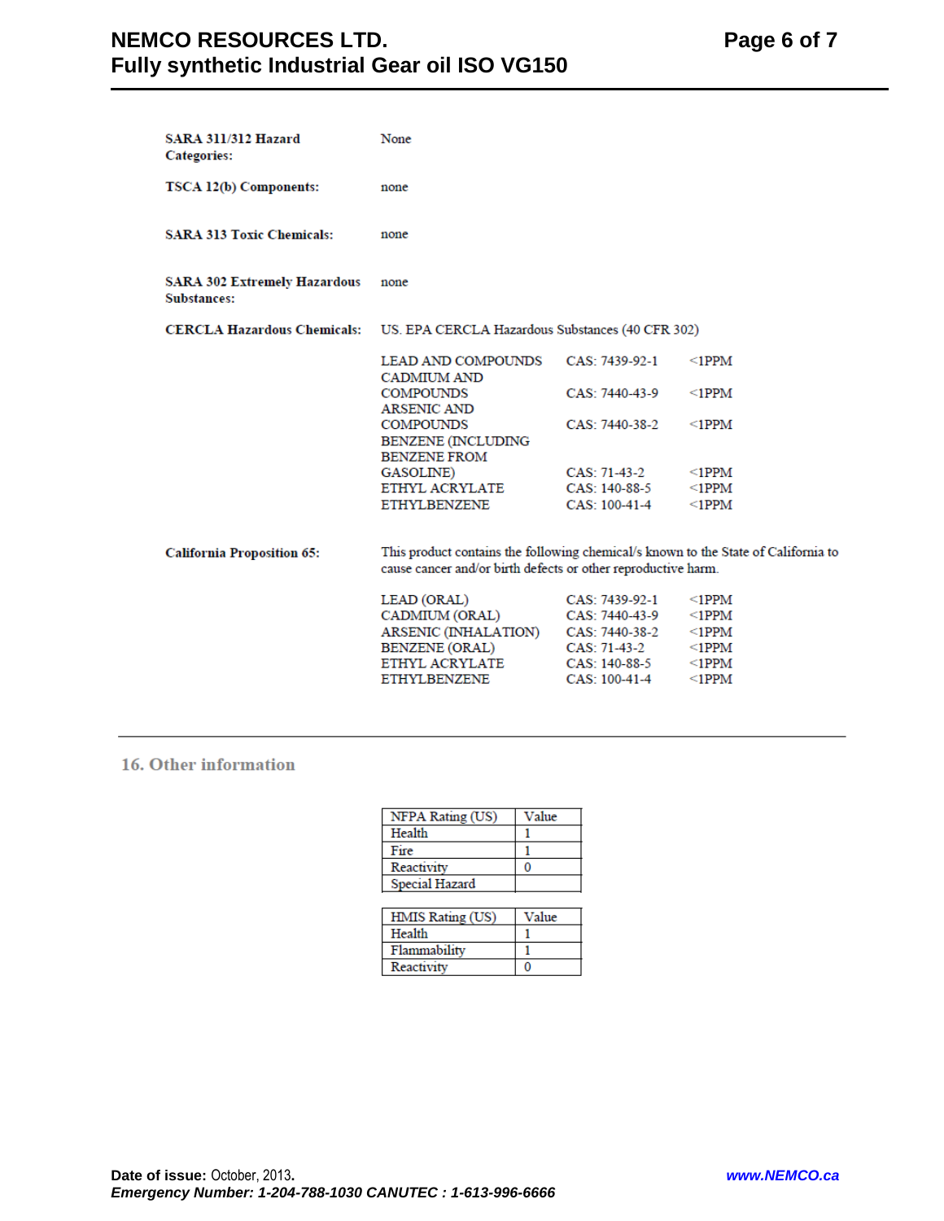**SARA 311/312 Hazard Categories:** None

**TSCA 12(b) Components:** none

**SARA 313 Toxic Chemicals:** none

**SARA 302 Extremely Hazardous Substances:** none

**CERCLA Hazardous Chemicals:** US. EPA CERCLA Hazardous Substances (40 CFR 302)

| | | |
|---|---|---|
| LEAD AND COMPOUNDS | CAS: 7439-92-1 | <1PPM |
| CADMIUM AND COMPOUNDS | CAS: 7440-43-9 | <1PPM |
| ARSENIC AND COMPOUNDS | CAS: 7440-38-2 | <1PPM |
| BENZENE (INCLUDING BENZENE FROM GASOLINE) | CAS: 71-43-2 | <1PPM |
| ETHYL ACRYLATE | CAS: 140-88-5 | <1PPM |
| ETHYLBENZENE | CAS: 100-41-4 | <1PPM |

**California Proposition 65:** This product contains the following chemical/s known to the State of California to cause cancer and/or birth defects or other reproductive harm.

| | | |
|---|---|---|
| LEAD (ORAL) | CAS: 7439-92-1 | <1PPM |
| CADMIUM (ORAL) | CAS: 7440-43-9 | <1PPM |
| ARSENIC (INHALATION) | CAS: 7440-38-2 | <1PPM |
| BENZENE (ORAL) | CAS: 71-43-2 | <1PPM |
| ETHYL ACRYLATE | CAS: 140-88-5 | <1PPM |
| ETHYLBENZENE | CAS: 100-41-4 | <1PPM |

## 16. Other information

| NFPA Rating (US) | Value |
|---|---|
| Health | 1 |
| Fire | 1 |
| Reactivity | 0 |
| Special Hazard | |

| HMIS Rating (US) | Value |
|---|---|
| Health | 1 |
| Flammability | 1 |
| Reactivity | 0 |

**Date of issue:** October, 2013.

***Emergency Number: 1-204-788-1030 CANUTEC : 1-613-996-6666***

***www.NEMCO.ca***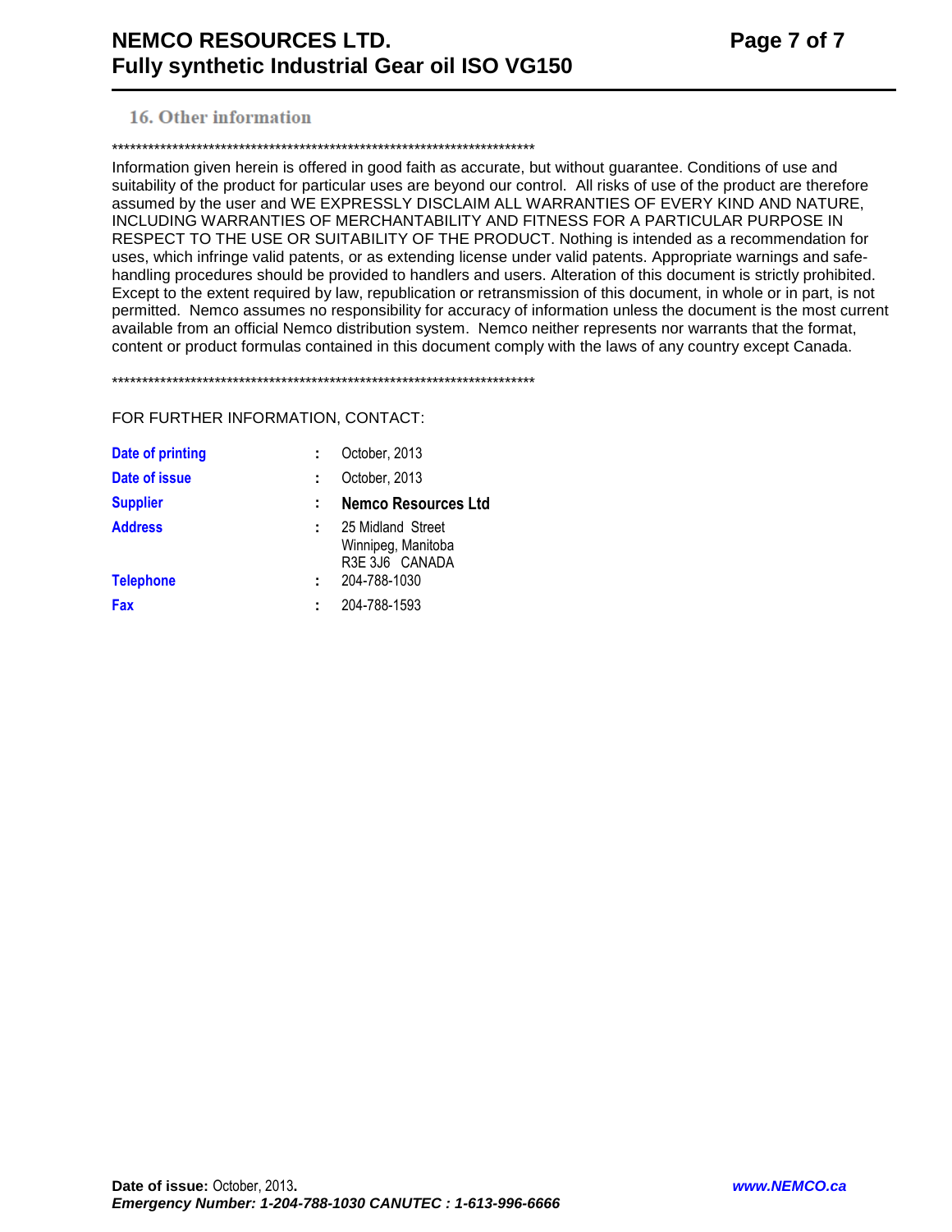## 16. Other information

*************************************************************************

Information given herein is offered in good faith as accurate, but without guarantee. Conditions of use and suitability of the product for particular uses are beyond our control. All risks of use of the product are therefore assumed by the user and WE EXPRESSLY DISCLAIM ALL WARRANTIES OF EVERY KIND AND NATURE, INCLUDING WARRANTIES OF MERCHANTABILITY AND FITNESS FOR A PARTICULAR PURPOSE IN RESPECT TO THE USE OR SUITABILITY OF THE PRODUCT. Nothing is intended as a recommendation for uses, which infringe valid patents, or as extending license under valid patents. Appropriate warnings and safe-handling procedures should be provided to handlers and users. Alteration of this document is strictly prohibited. Except to the extent required by law, republication or retransmission of this document, in whole or in part, is not permitted. Nemco assumes no responsibility for accuracy of information unless the document is the most current available from an official Nemco distribution system. Nemco neither represents nor warrants that the format, content or product formulas contained in this document comply with the laws of any country except Canada.

*************************************************************************

FOR FURTHER INFORMATION, CONTACT:

| | | |
|---|---|---|
| **Date of printing** | : | October, 2013 |
| **Date of issue** | : | October, 2013 |
| **Supplier** | : | **Nemco Resources Ltd** |
| **Address** | : | 25 Midland Street<br>Winnipeg, Manitoba<br>R3E 3J6 CANADA |
| **Telephone** | : | 204-788-1030 |
| **Fax** | : | 204-788-1593 |

**Date of issue:** October, 2013**.**

***Emergency Number: 1-204-788-1030 CANUTEC : 1-613-996-6666***

***www.NEMCO.ca***